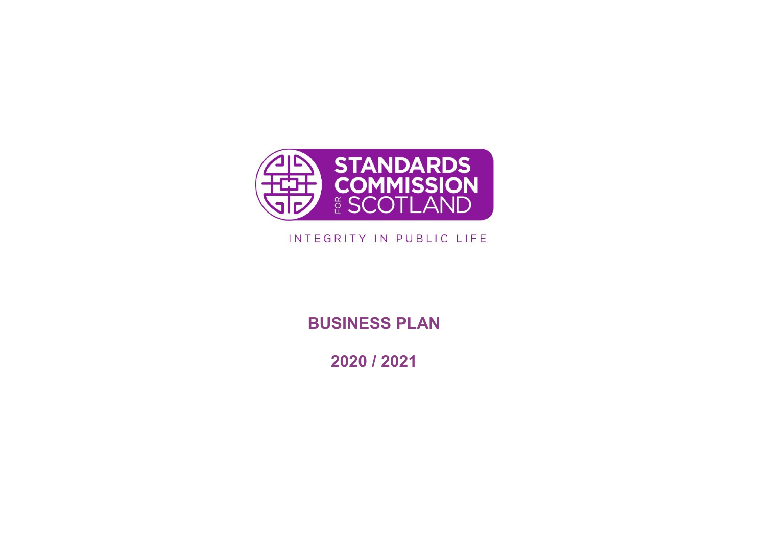STANDARDS COMMISSION FOR SCOTLAND

INTEGRITY IN PUBLIC LIFE

# BUSINESS PLAN

# 2020 / 2021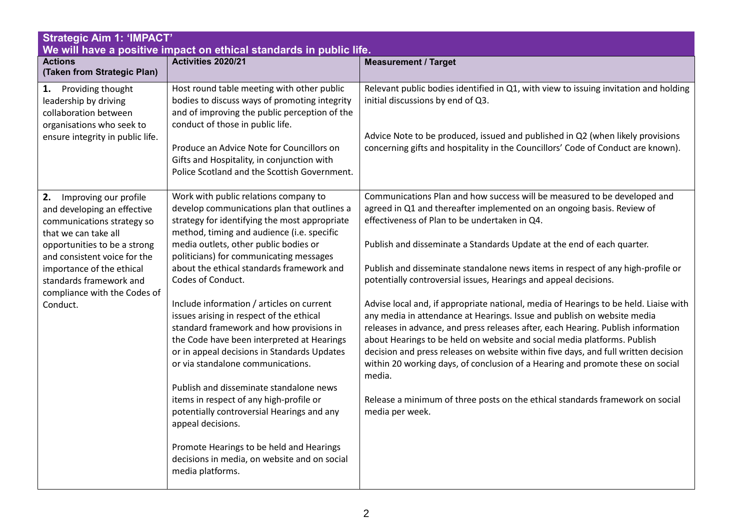| Strategic Aim 1: 'IMPACT'<br>We will have a positive impact on ethical standards in public life. | | |
|---|---|---|
| **Actions (Taken from Strategic Plan)** | **Activities 2020/21** | **Measurement / Target** |
| **1.** Providing thought leadership by driving collaboration between organisations who seek to ensure integrity in public life. | Host round table meeting with other public bodies to discuss ways of promoting integrity and of improving the public perception of the conduct of those in public life.<br><br>Produce an Advice Note for Councillors on Gifts and Hospitality, in conjunction with Police Scotland and the Scottish Government. | Relevant public bodies identified in Q1, with view to issuing invitation and holding initial discussions by end of Q3.<br><br>Advice Note to be produced, issued and published in Q2 (when likely provisions concerning gifts and hospitality in the Councillors' Code of Conduct are known). |
| **2.** Improving our profile and developing an effective communications strategy so that we can take all opportunities to be a strong and consistent voice for the importance of the ethical standards framework and compliance with the Codes of Conduct. | Work with public relations company to develop communications plan that outlines a strategy for identifying the most appropriate method, timing and audience (i.e. specific media outlets, other public bodies or politicians) for communicating messages about the ethical standards framework and Codes of Conduct.<br><br>Include information / articles on current issues arising in respect of the ethical standard framework and how provisions in the Code have been interpreted at Hearings or in appeal decisions in Standards Updates or via standalone communications.<br><br>Publish and disseminate standalone news items in respect of any high-profile or potentially controversial Hearings and any appeal decisions.<br><br>Promote Hearings to be held and Hearings decisions in media, on website and on social media platforms. | Communications Plan and how success will be measured to be developed and agreed in Q1 and thereafter implemented on an ongoing basis. Review of effectiveness of Plan to be undertaken in Q4.<br><br>Publish and disseminate a Standards Update at the end of each quarter.<br><br>Publish and disseminate standalone news items in respect of any high-profile or potentially controversial issues, Hearings and appeal decisions.<br><br>Advise local and, if appropriate national, media of Hearings to be held. Liaise with any media in attendance at Hearings. Issue and publish on website media releases in advance, and press releases after, each Hearing. Publish information about Hearings to be held on website and social media platforms. Publish decision and press releases on website within five days, and full written decision within 20 working days, of conclusion of a Hearing and promote these on social media.<br><br>Release a minimum of three posts on the ethical standards framework on social media per week. |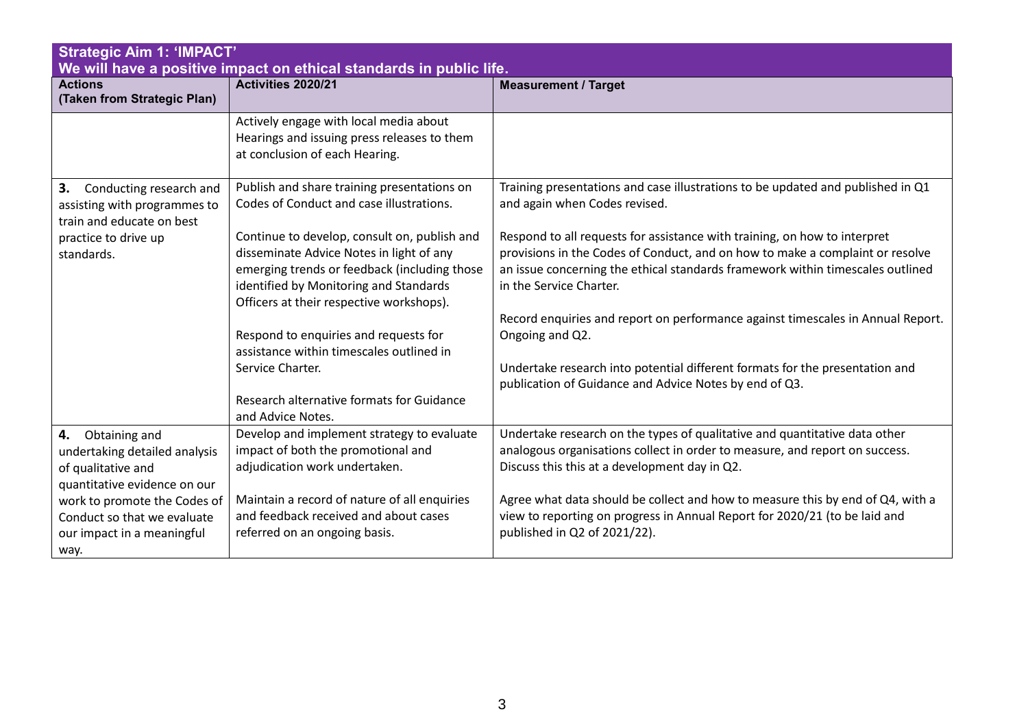| Strategic Aim 1: 'IMPACT'<br>We will have a positive impact on ethical standards in public life. | | |
|---|---|---|
| **Actions (Taken from Strategic Plan)** | **Activities 2020/21** | **Measurement / Target** |
| | Actively engage with local media about Hearings and issuing press releases to them at conclusion of each Hearing. | |
| **3.** Conducting research and assisting with programmes to train and educate on best practice to drive up standards. | Publish and share training presentations on Codes of Conduct and case illustrations.<br><br>Continue to develop, consult on, publish and disseminate Advice Notes in light of any emerging trends or feedback (including those identified by Monitoring and Standards Officers at their respective workshops).<br><br>Respond to enquiries and requests for assistance within timescales outlined in Service Charter.<br><br>Research alternative formats for Guidance and Advice Notes. | Training presentations and case illustrations to be updated and published in Q1 and again when Codes revised.<br><br>Respond to all requests for assistance with training, on how to interpret provisions in the Codes of Conduct, and on how to make a complaint or resolve an issue concerning the ethical standards framework within timescales outlined in the Service Charter.<br><br>Record enquiries and report on performance against timescales in Annual Report. Ongoing and Q2.<br><br>Undertake research into potential different formats for the presentation and publication of Guidance and Advice Notes by end of Q3. |
| **4.** Obtaining and undertaking detailed analysis of qualitative and quantitative evidence on our work to promote the Codes of Conduct so that we evaluate our impact in a meaningful way. | Develop and implement strategy to evaluate impact of both the promotional and adjudication work undertaken.<br><br>Maintain a record of nature of all enquiries and feedback received and about cases referred on an ongoing basis. | Undertake research on the types of qualitative and quantitative data other analogous organisations collect in order to measure, and report on success. Discuss this this at a development day in Q2.<br><br>Agree what data should be collect and how to measure this by end of Q4, with a view to reporting on progress in Annual Report for 2020/21 (to be laid and published in Q2 of 2021/22). |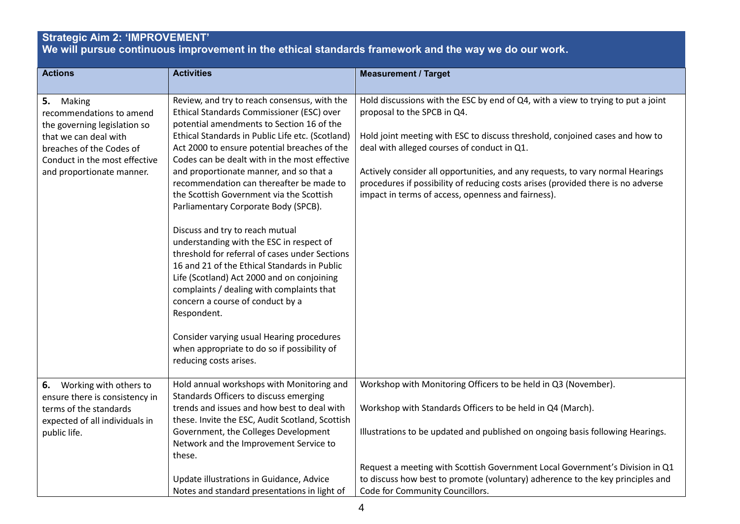## Strategic Aim 2: 'IMPROVEMENT'

**We will pursue continuous improvement in the ethical standards framework and the way we do our work.**

| Actions | Activities | Measurement / Target |
|---|---|---|
| **5.** Making recommendations to amend the governing legislation so that we can deal with breaches of the Codes of Conduct in the most effective and proportionate manner. | Review, and try to reach consensus, with the Ethical Standards Commissioner (ESC) over potential amendments to Section 16 of the Ethical Standards in Public Life etc. (Scotland) Act 2000 to ensure potential breaches of the Codes can be dealt with in the most effective and proportionate manner, and so that a recommendation can thereafter be made to the Scottish Government via the Scottish Parliamentary Corporate Body (SPCB).<br><br>Discuss and try to reach mutual understanding with the ESC in respect of threshold for referral of cases under Sections 16 and 21 of the Ethical Standards in Public Life (Scotland) Act 2000 and on conjoining complaints / dealing with complaints that concern a course of conduct by a Respondent.<br><br>Consider varying usual Hearing procedures when appropriate to do so if possibility of reducing costs arises. | Hold discussions with the ESC by end of Q4, with a view to trying to put a joint proposal to the SPCB in Q4.<br><br>Hold joint meeting with ESC to discuss threshold, conjoined cases and how to deal with alleged courses of conduct in Q1.<br><br>Actively consider all opportunities, and any requests, to vary normal Hearings procedures if possibility of reducing costs arises (provided there is no adverse impact in terms of access, openness and fairness). |
| **6.** Working with others to ensure there is consistency in terms of the standards expected of all individuals in public life. | Hold annual workshops with Monitoring and Standards Officers to discuss emerging trends and issues and how best to deal with these. Invite the ESC, Audit Scotland, Scottish Government, the Colleges Development Network and the Improvement Service to these.<br><br>Update illustrations in Guidance, Advice Notes and standard presentations in light of | Workshop with Monitoring Officers to be held in Q3 (November).<br><br>Workshop with Standards Officers to be held in Q4 (March).<br><br>Illustrations to be updated and published on ongoing basis following Hearings.<br><br>Request a meeting with Scottish Government Local Government's Division in Q1 to discuss how best to promote (voluntary) adherence to the key principles and Code for Community Councillors. |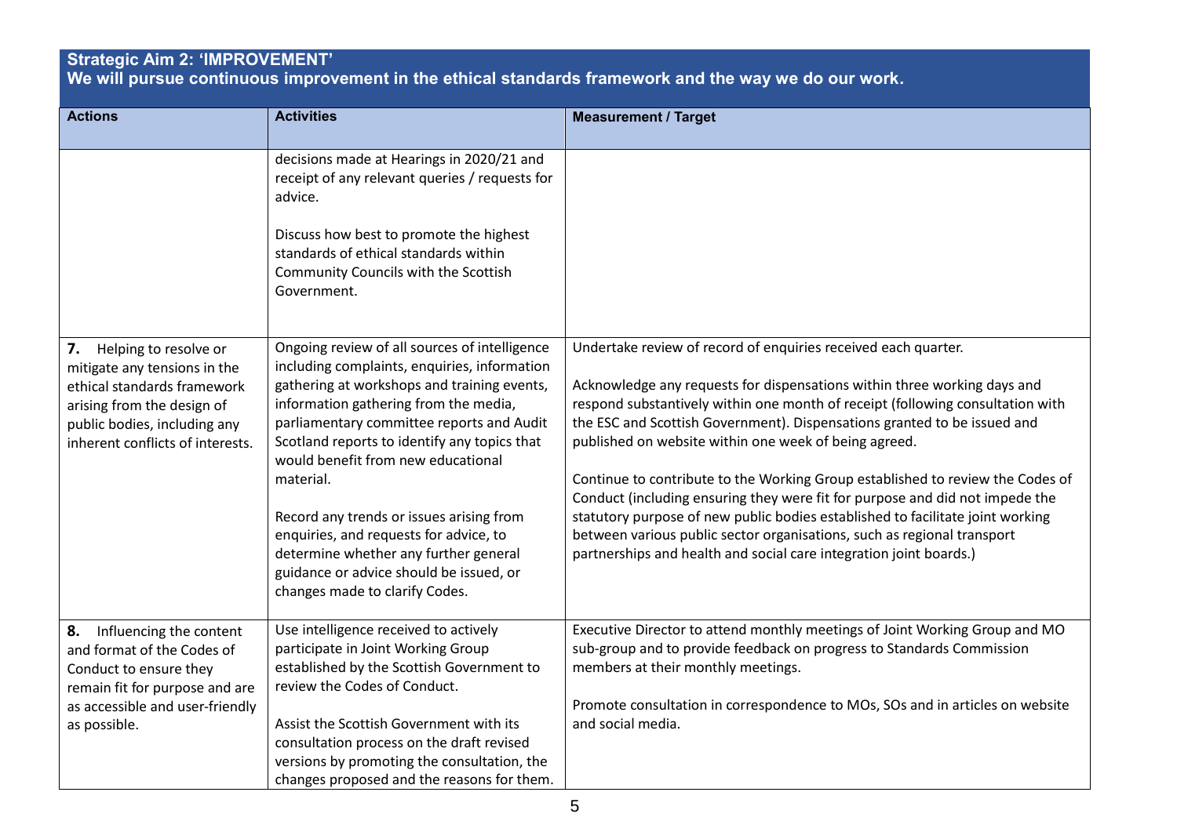**Strategic Aim 2: 'IMPROVEMENT'**
**We will pursue continuous improvement in the ethical standards framework and the way we do our work.**

| Actions | Activities | Measurement / Target |
|---|---|---|
| | decisions made at Hearings in 2020/21 and receipt of any relevant queries / requests for advice.<br><br>Discuss how best to promote the highest standards of ethical standards within Community Councils with the Scottish Government. | |
| **7.** Helping to resolve or mitigate any tensions in the ethical standards framework arising from the design of public bodies, including any inherent conflicts of interests. | Ongoing review of all sources of intelligence including complaints, enquiries, information gathering at workshops and training events, information gathering from the media, parliamentary committee reports and Audit Scotland reports to identify any topics that would benefit from new educational material.<br><br>Record any trends or issues arising from enquiries, and requests for advice, to determine whether any further general guidance or advice should be issued, or changes made to clarify Codes. | Undertake review of record of enquiries received each quarter.<br><br>Acknowledge any requests for dispensations within three working days and respond substantively within one month of receipt (following consultation with the ESC and Scottish Government). Dispensations granted to be issued and published on website within one week of being agreed.<br><br>Continue to contribute to the Working Group established to review the Codes of Conduct (including ensuring they were fit for purpose and did not impede the statutory purpose of new public bodies established to facilitate joint working between various public sector organisations, such as regional transport partnerships and health and social care integration joint boards.) |
| **8.** Influencing the content and format of the Codes of Conduct to ensure they remain fit for purpose and are as accessible and user-friendly as possible. | Use intelligence received to actively participate in Joint Working Group established by the Scottish Government to review the Codes of Conduct.<br><br>Assist the Scottish Government with its consultation process on the draft revised versions by promoting the consultation, the changes proposed and the reasons for them. | Executive Director to attend monthly meetings of Joint Working Group and MO sub-group and to provide feedback on progress to Standards Commission members at their monthly meetings.<br><br>Promote consultation in correspondence to MOs, SOs and in articles on website and social media. |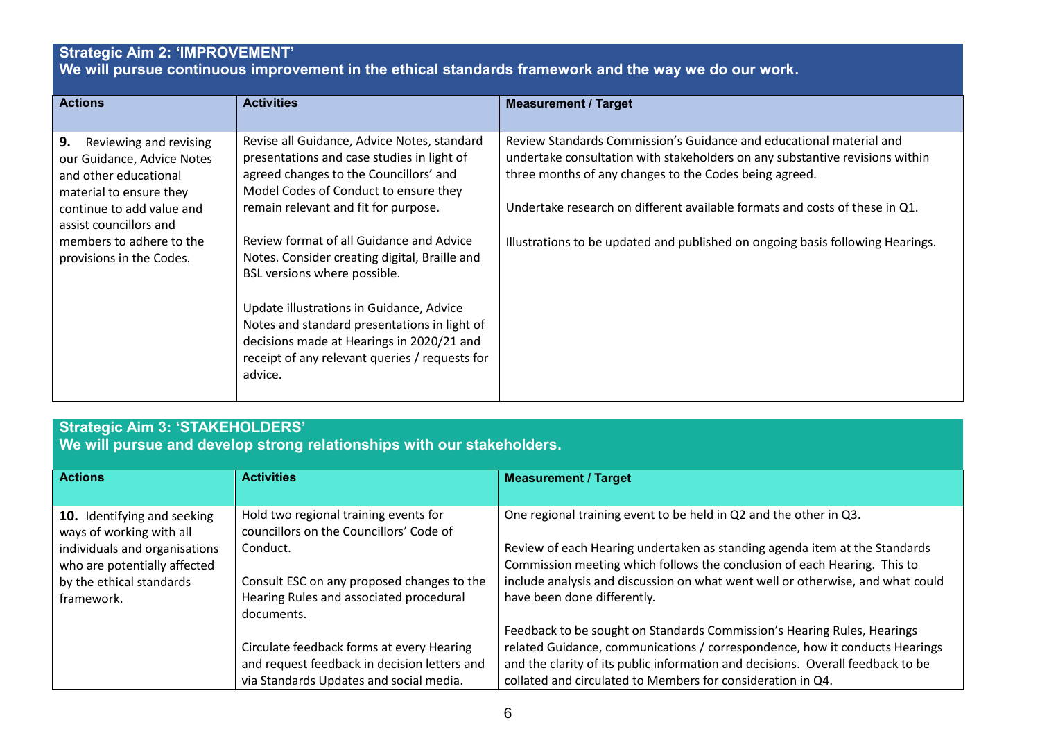## Strategic Aim 2: 'IMPROVEMENT'

**We will pursue continuous improvement in the ethical standards framework and the way we do our work.**

| Actions | Activities | Measurement / Target |
|---|---|---|
| **9.** Reviewing and revising our Guidance, Advice Notes and other educational material to ensure they continue to add value and assist councillors and members to adhere to the provisions in the Codes. | Revise all Guidance, Advice Notes, standard presentations and case studies in light of agreed changes to the Councillors' and Model Codes of Conduct to ensure they remain relevant and fit for purpose.<br><br>Review format of all Guidance and Advice Notes. Consider creating digital, Braille and BSL versions where possible.<br><br>Update illustrations in Guidance, Advice Notes and standard presentations in light of decisions made at Hearings in 2020/21 and receipt of any relevant queries / requests for advice. | Review Standards Commission's Guidance and educational material and undertake consultation with stakeholders on any substantive revisions within three months of any changes to the Codes being agreed.<br><br>Undertake research on different available formats and costs of these in Q1.<br><br>Illustrations to be updated and published on ongoing basis following Hearings. |

## Strategic Aim 3: 'STAKEHOLDERS'

**We will pursue and develop strong relationships with our stakeholders.**

| Actions | Activities | Measurement / Target |
|---|---|---|
| **10.** Identifying and seeking ways of working with all individuals and organisations who are potentially affected by the ethical standards framework. | Hold two regional training events for councillors on the Councillors' Code of Conduct.<br><br>Consult ESC on any proposed changes to the Hearing Rules and associated procedural documents.<br><br>Circulate feedback forms at every Hearing and request feedback in decision letters and via Standards Updates and social media. | One regional training event to be held in Q2 and the other in Q3.<br><br>Review of each Hearing undertaken as standing agenda item at the Standards Commission meeting which follows the conclusion of each Hearing. This to include analysis and discussion on what went well or otherwise, and what could have been done differently.<br><br>Feedback to be sought on Standards Commission's Hearing Rules, Hearings related Guidance, communications / correspondence, how it conducts Hearings and the clarity of its public information and decisions. Overall feedback to be collated and circulated to Members for consideration in Q4. |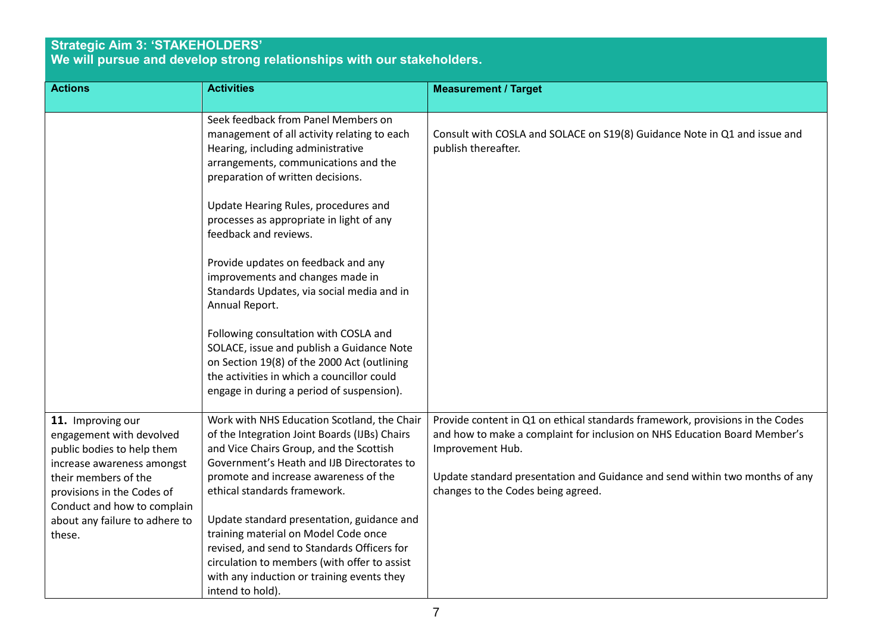## Strategic Aim 3: 'STAKEHOLDERS'
**We will pursue and develop strong relationships with our stakeholders.**

| Actions | Activities | Measurement / Target |
|---|---|---|
| | Seek feedback from Panel Members on management of all activity relating to each Hearing, including administrative arrangements, communications and the preparation of written decisions.<br><br>Update Hearing Rules, procedures and processes as appropriate in light of any feedback and reviews.<br><br>Provide updates on feedback and any improvements and changes made in Standards Updates, via social media and in Annual Report.<br><br>Following consultation with COSLA and SOLACE, issue and publish a Guidance Note on Section 19(8) of the 2000 Act (outlining the activities in which a councillor could engage in during a period of suspension). | Consult with COSLA and SOLACE on S19(8) Guidance Note in Q1 and issue and publish thereafter. |
| **11.** Improving our engagement with devolved public bodies to help them increase awareness amongst their members of the provisions in the Codes of Conduct and how to complain about any failure to adhere to these. | Work with NHS Education Scotland, the Chair of the Integration Joint Boards (IJBs) Chairs and Vice Chairs Group, and the Scottish Government's Heath and IJB Directorates to promote and increase awareness of the ethical standards framework.<br><br>Update standard presentation, guidance and training material on Model Code once revised, and send to Standards Officers for circulation to members (with offer to assist with any induction or training events they intend to hold). | Provide content in Q1 on ethical standards framework, provisions in the Codes and how to make a complaint for inclusion on NHS Education Board Member's Improvement Hub.<br><br>Update standard presentation and Guidance and send within two months of any changes to the Codes being agreed. |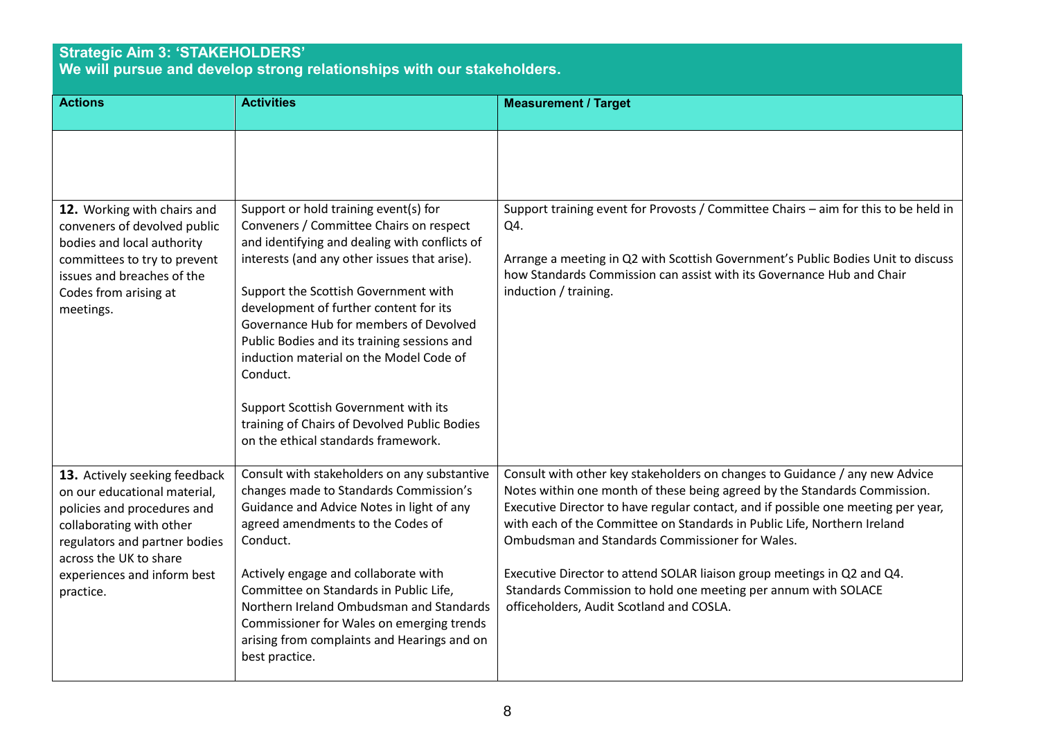## Strategic Aim 3: 'STAKEHOLDERS'
**We will pursue and develop strong relationships with our stakeholders.**

| Actions | Activities | Measurement / Target |
|---|---|---|
| | | |
| **12.** Working with chairs and conveners of devolved public bodies and local authority committees to try to prevent issues and breaches of the Codes from arising at meetings. | Support or hold training event(s) for Conveners / Committee Chairs on respect and identifying and dealing with conflicts of interests (and any other issues that arise).<br><br>Support the Scottish Government with development of further content for its Governance Hub for members of Devolved Public Bodies and its training sessions and induction material on the Model Code of Conduct.<br><br>Support Scottish Government with its training of Chairs of Devolved Public Bodies on the ethical standards framework. | Support training event for Provosts / Committee Chairs – aim for this to be held in Q4.<br><br>Arrange a meeting in Q2 with Scottish Government's Public Bodies Unit to discuss how Standards Commission can assist with its Governance Hub and Chair induction / training. |
| **13.** Actively seeking feedback on our educational material, policies and procedures and collaborating with other regulators and partner bodies across the UK to share experiences and inform best practice. | Consult with stakeholders on any substantive changes made to Standards Commission's Guidance and Advice Notes in light of any agreed amendments to the Codes of Conduct.<br><br>Actively engage and collaborate with Committee on Standards in Public Life, Northern Ireland Ombudsman and Standards Commissioner for Wales on emerging trends arising from complaints and Hearings and on best practice. | Consult with other key stakeholders on changes to Guidance / any new Advice Notes within one month of these being agreed by the Standards Commission. Executive Director to have regular contact, and if possible one meeting per year, with each of the Committee on Standards in Public Life, Northern Ireland Ombudsman and Standards Commissioner for Wales.<br><br>Executive Director to attend SOLAR liaison group meetings in Q2 and Q4. Standards Commission to hold one meeting per annum with SOLACE officeholders, Audit Scotland and COSLA. |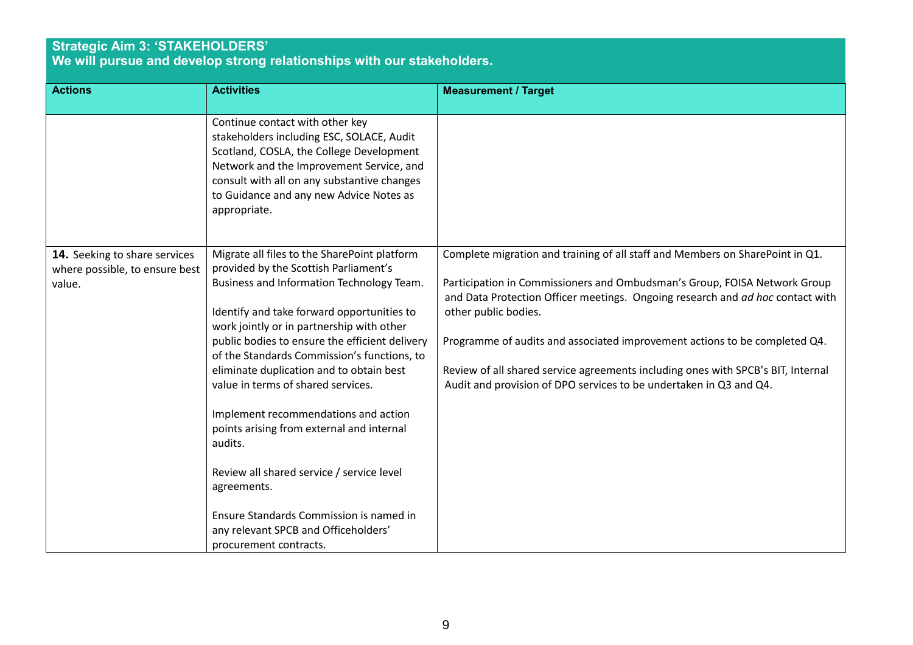## Strategic Aim 3: 'STAKEHOLDERS'
**We will pursue and develop strong relationships with our stakeholders.**

| Actions | Activities | Measurement / Target |
|---|---|---|
| | Continue contact with other key stakeholders including ESC, SOLACE, Audit Scotland, COSLA, the College Development Network and the Improvement Service, and consult with all on any substantive changes to Guidance and any new Advice Notes as appropriate. | |
| **14.** Seeking to share services where possible, to ensure best value. | Migrate all files to the SharePoint platform provided by the Scottish Parliament's Business and Information Technology Team.<br><br>Identify and take forward opportunities to work jointly or in partnership with other public bodies to ensure the efficient delivery of the Standards Commission's functions, to eliminate duplication and to obtain best value in terms of shared services.<br><br>Implement recommendations and action points arising from external and internal audits.<br><br>Review all shared service / service level agreements.<br><br>Ensure Standards Commission is named in any relevant SPCB and Officeholders' procurement contracts. | Complete migration and training of all staff and Members on SharePoint in Q1.<br><br>Participation in Commissioners and Ombudsman's Group, FOISA Network Group and Data Protection Officer meetings. Ongoing research and *ad hoc* contact with other public bodies.<br><br>Programme of audits and associated improvement actions to be completed Q4.<br><br>Review of all shared service agreements including ones with SPCB's BIT, Internal Audit and provision of DPO services to be undertaken in Q3 and Q4. |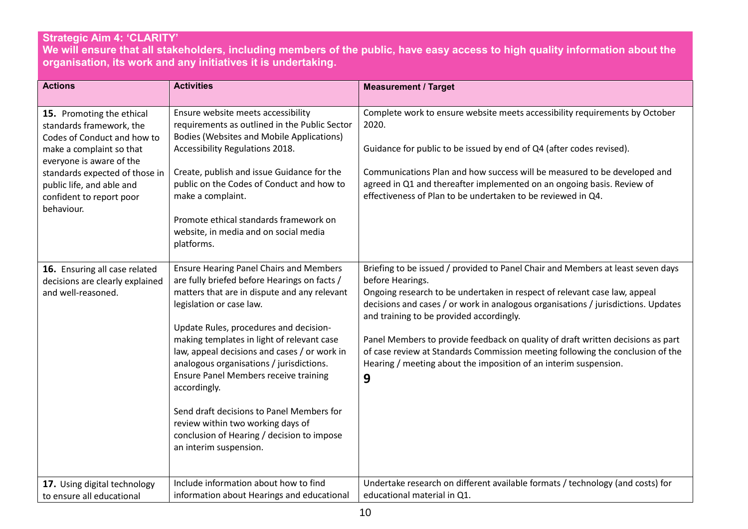**Strategic Aim 4: 'CLARITY'**

**We will ensure that all stakeholders, including members of the public, have easy access to high quality information about the organisation, its work and any initiatives it is undertaking.**

| Actions | Activities | Measurement / Target |
|---|---|---|
| **15.** Promoting the ethical standards framework, the Codes of Conduct and how to make a complaint so that everyone is aware of the standards expected of those in public life, and able and confident to report poor behaviour. | Ensure website meets accessibility requirements as outlined in the Public Sector Bodies (Websites and Mobile Applications) Accessibility Regulations 2018.<br><br>Create, publish and issue Guidance for the public on the Codes of Conduct and how to make a complaint.<br><br>Promote ethical standards framework on website, in media and on social media platforms. | Complete work to ensure website meets accessibility requirements by October 2020.<br><br>Guidance for public to be issued by end of Q4 (after codes revised).<br><br>Communications Plan and how success will be measured to be developed and agreed in Q1 and thereafter implemented on an ongoing basis. Review of effectiveness of Plan to be undertaken to be reviewed in Q4. |
| **16.** Ensuring all case related decisions are clearly explained and well-reasoned. | Ensure Hearing Panel Chairs and Members are fully briefed before Hearings on facts / matters that are in dispute and any relevant legislation or case law.<br><br>Update Rules, procedures and decision-making templates in light of relevant case law, appeal decisions and cases / or work in analogous organisations / jurisdictions. Ensure Panel Members receive training accordingly.<br><br>Send draft decisions to Panel Members for review within two working days of conclusion of Hearing / decision to impose an interim suspension. | Briefing to be issued / provided to Panel Chair and Members at least seven days before Hearings.<br>Ongoing research to be undertaken in respect of relevant case law, appeal decisions and cases / or work in analogous organisations / jurisdictions. Updates and training to be provided accordingly.<br><br>Panel Members to provide feedback on quality of draft written decisions as part of case review at Standards Commission meeting following the conclusion of the Hearing / meeting about the imposition of an interim suspension.<br>**9** |
| **17.** Using digital technology to ensure all educational | Include information about how to find information about Hearings and educational | Undertake research on different available formats / technology (and costs) for educational material in Q1. |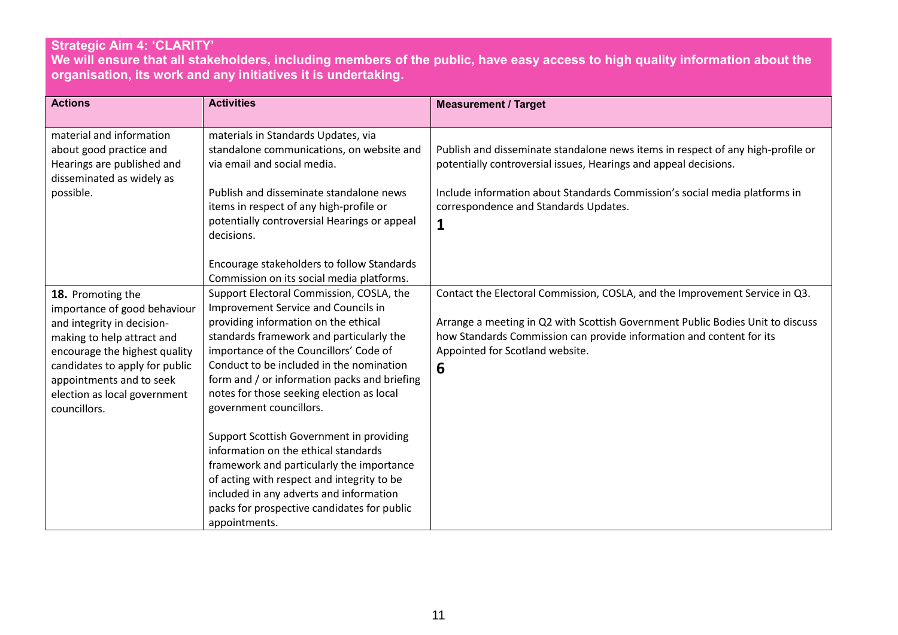**Strategic Aim 4: 'CLARITY'**
**We will ensure that all stakeholders, including members of the public, have easy access to high quality information about the organisation, its work and any initiatives it is undertaking.**

| Actions | Activities | Measurement / Target |
|---|---|---|
| material and information about good practice and Hearings are published and disseminated as widely as possible. | materials in Standards Updates, via standalone communications, on website and via email and social media.<br><br>Publish and disseminate standalone news items in respect of any high-profile or potentially controversial Hearings or appeal decisions.<br><br>Encourage stakeholders to follow Standards Commission on its social media platforms. | Publish and disseminate standalone news items in respect of any high-profile or potentially controversial issues, Hearings and appeal decisions.<br><br>Include information about Standards Commission's social media platforms in correspondence and Standards Updates.<br><br>**1** |
| **18.** Promoting the importance of good behaviour and integrity in decision-making to help attract and encourage the highest quality candidates to apply for public appointments and to seek election as local government councillors. | Support Electoral Commission, COSLA, the Improvement Service and Councils in providing information on the ethical standards framework and particularly the importance of the Councillors' Code of Conduct to be included in the nomination form and / or information packs and briefing notes for those seeking election as local government councillors.<br><br>Support Scottish Government in providing information on the ethical standards framework and particularly the importance of acting with respect and integrity to be included in any adverts and information packs for prospective candidates for public appointments. | Contact the Electoral Commission, COSLA, and the Improvement Service in Q3.<br><br>Arrange a meeting in Q2 with Scottish Government Public Bodies Unit to discuss how Standards Commission can provide information and content for its Appointed for Scotland website.<br><br>**6** |